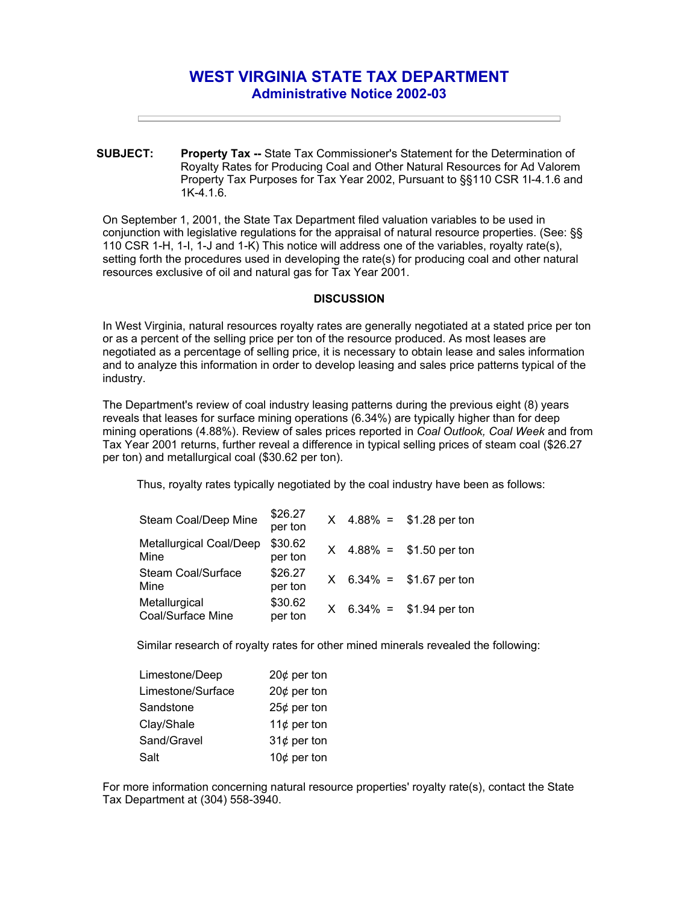# WEST VIRGINIA STATE TAX DEPARTMENT
## Administrative Notice 2002-03

**SUBJECT:** **Property Tax --** State Tax Commissioner's Statement for the Determination of Royalty Rates for Producing Coal and Other Natural Resources for Ad Valorem Property Tax Purposes for Tax Year 2002, Pursuant to §§110 CSR 1I-4.1.6 and 1K-4.1.6.

On September 1, 2001, the State Tax Department filed valuation variables to be used in conjunction with legislative regulations for the appraisal of natural resource properties. (See: §§ 110 CSR 1-H, 1-I, 1-J and 1-K) This notice will address one of the variables, royalty rate(s), setting forth the procedures used in developing the rate(s) for producing coal and other natural resources exclusive of oil and natural gas for Tax Year 2001.

### DISCUSSION

In West Virginia, natural resources royalty rates are generally negotiated at a stated price per ton or as a percent of the selling price per ton of the resource produced. As most leases are negotiated as a percentage of selling price, it is necessary to obtain lease and sales information and to analyze this information in order to develop leasing and sales price patterns typical of the industry.

The Department's review of coal industry leasing patterns during the previous eight (8) years reveals that leases for surface mining operations (6.34%) are typically higher than for deep mining operations (4.88%). Review of sales prices reported in *Coal Outlook, Coal Week* and from Tax Year 2001 returns, further reveal a difference in typical selling prices of steam coal ($26.27 per ton) and metallurgical coal ($30.62 per ton).

Thus, royalty rates typically negotiated by the coal industry have been as follows:

| | | | | | |
|---|---|---|---|---|---|
| Steam Coal/Deep Mine | $26.27 per ton | X | 4.88% | = | $1.28 per ton |
| Metallurgical Coal/Deep Mine | $30.62 per ton | X | 4.88% | = | $1.50 per ton |
| Steam Coal/Surface Mine | $26.27 per ton | X | 6.34% | = | $1.67 per ton |
| Metallurgical Coal/Surface Mine | $30.62 per ton | X | 6.34% | = | $1.94 per ton |

Similar research of royalty rates for other mined minerals revealed the following:

| | |
|---|---|
| Limestone/Deep | 20¢ per ton |
| Limestone/Surface | 20¢ per ton |
| Sandstone | 25¢ per ton |
| Clay/Shale | 11¢ per ton |
| Sand/Gravel | 31¢ per ton |
| Salt | 10¢ per ton |

For more information concerning natural resource properties' royalty rate(s), contact the State Tax Department at (304) 558-3940.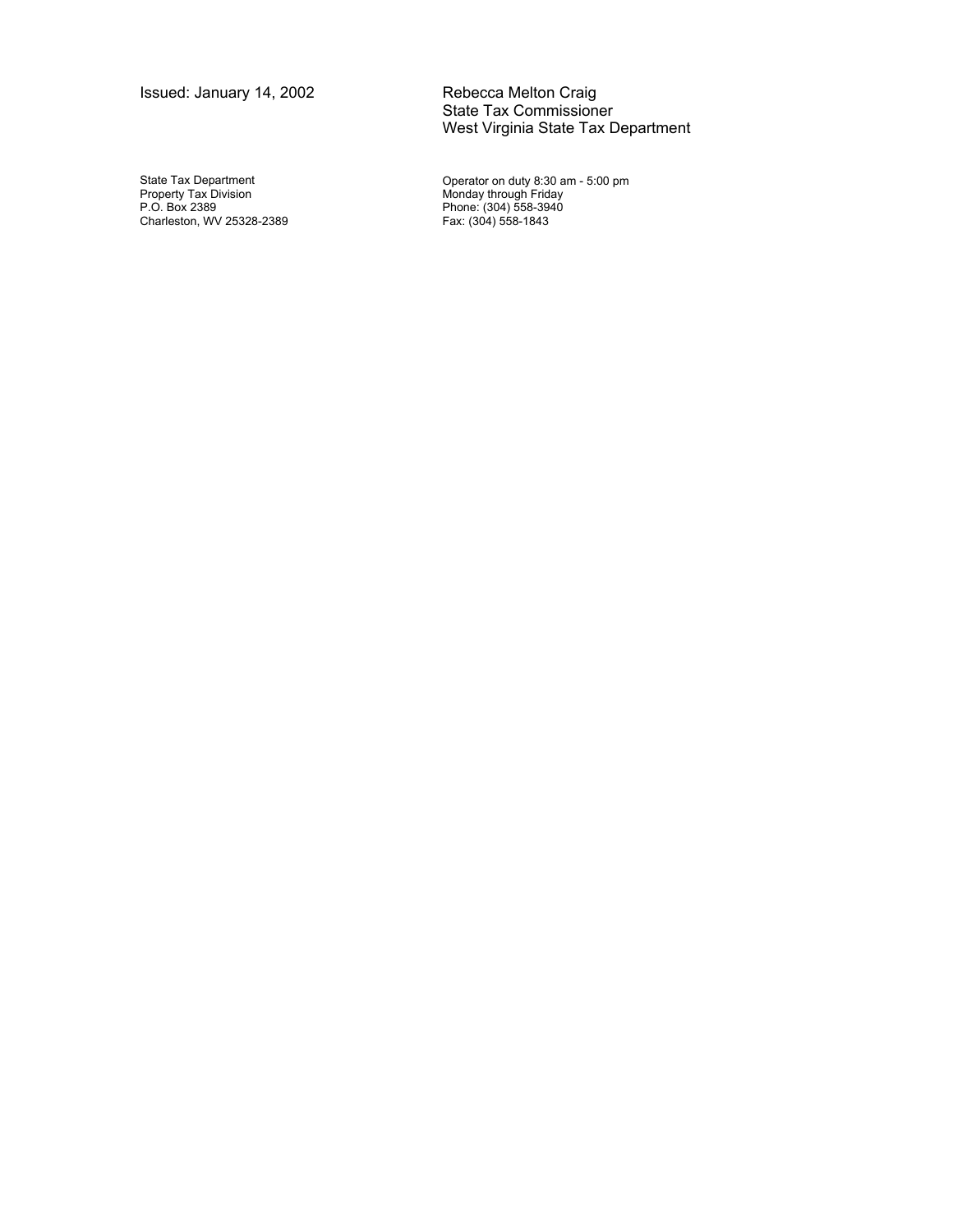Issued: January 14, 2002

Rebecca Melton Craig
State Tax Commissioner
West Virginia State Tax Department

State Tax Department
Property Tax Division
P.O. Box 2389
Charleston, WV 25328-2389

Operator on duty 8:30 am - 5:00 pm
Monday through Friday
Phone: (304) 558-3940
Fax: (304) 558-1843